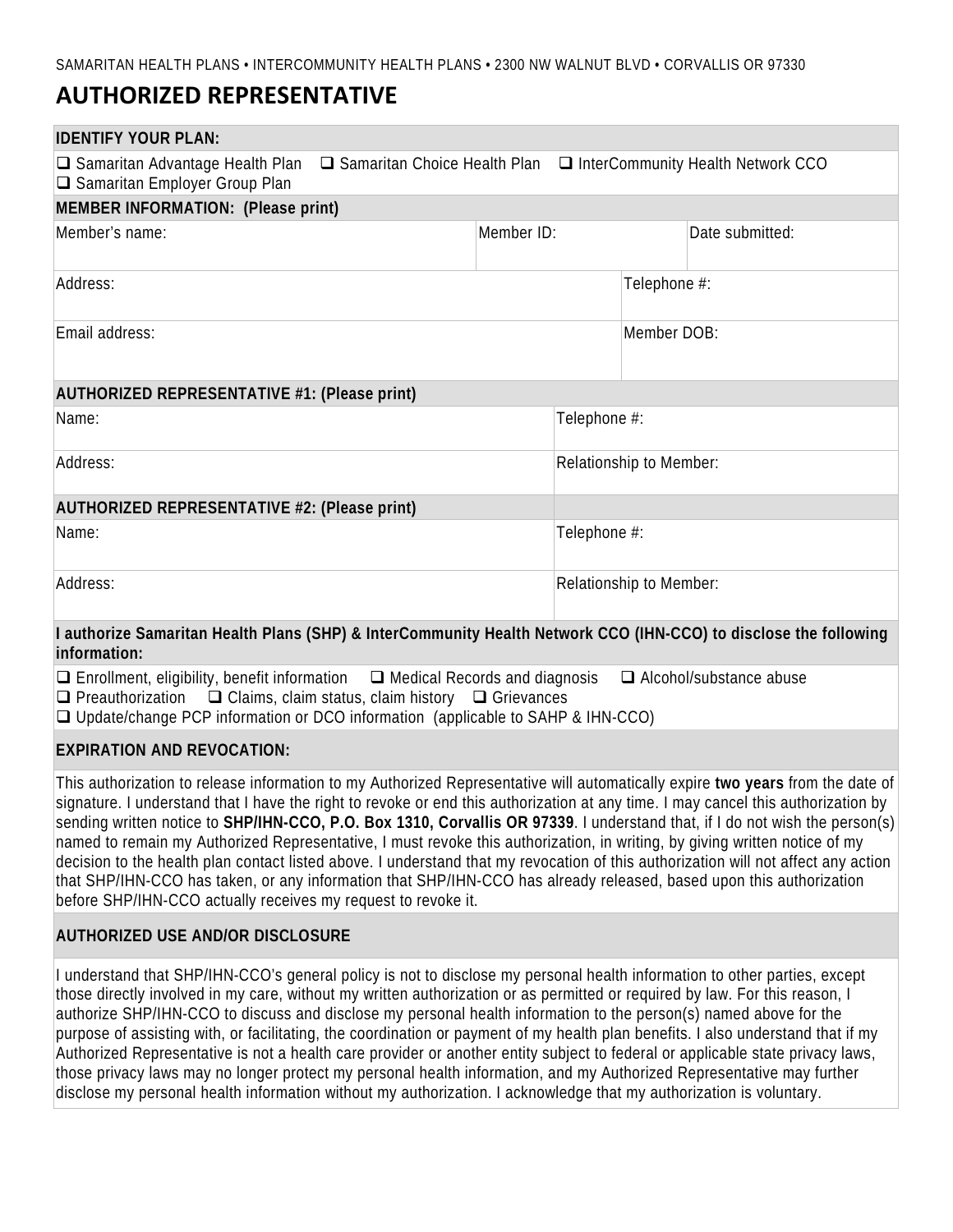SAMARITAN HEALTH PLANS • INTERCOMMUNITY HEALTH PLANS • 2300 NW WALNUT BLVD • CORVALLIS OR 97330

# AUTHORIZED REPRESENTATIVE

**IDENTIFY YOUR PLAN:**

❑ Samaritan Advantage Health Plan ❑ Samaritan Choice Health Plan ❑ InterCommunity Health Network CCO
❑ Samaritan Employer Group Plan

**MEMBER INFORMATION: (Please print)**

| Member's name: | Member ID: | Date submitted: |
|---|---|---|
| Address: | | Telephone #: |
| Email address: | | Member DOB: |

**AUTHORIZED REPRESENTATIVE #1: (Please print)**

| Name: | Telephone #: |
|---|---|
| Address: | Relationship to Member: |

**AUTHORIZED REPRESENTATIVE #2: (Please print)**

| Name: | Telephone #: |
|---|---|
| Address: | Relationship to Member: |

**I authorize Samaritan Health Plans (SHP) & InterCommunity Health Network CCO (IHN-CCO) to disclose the following information:**

❑ Enrollment, eligibility, benefit information ❑ Medical Records and diagnosis ❑ Alcohol/substance abuse
❑ Preauthorization ❑ Claims, claim status, claim history ❑ Grievances
❑ Update/change PCP information or DCO information (applicable to SAHP & IHN-CCO)

**EXPIRATION AND REVOCATION:**

This authorization to release information to my Authorized Representative will automatically expire **two years** from the date of signature. I understand that I have the right to revoke or end this authorization at any time. I may cancel this authorization by sending written notice to **SHP/IHN-CCO, P.O. Box 1310, Corvallis OR 97339**. I understand that, if I do not wish the person(s) named to remain my Authorized Representative, I must revoke this authorization, in writing, by giving written notice of my decision to the health plan contact listed above. I understand that my revocation of this authorization will not affect any action that SHP/IHN-CCO has taken, or any information that SHP/IHN-CCO has already released, based upon this authorization before SHP/IHN-CCO actually receives my request to revoke it.

**AUTHORIZED USE AND/OR DISCLOSURE**

I understand that SHP/IHN-CCO's general policy is not to disclose my personal health information to other parties, except those directly involved in my care, without my written authorization or as permitted or required by law. For this reason, I authorize SHP/IHN-CCO to discuss and disclose my personal health information to the person(s) named above for the purpose of assisting with, or facilitating, the coordination or payment of my health plan benefits. I also understand that if my Authorized Representative is not a health care provider or another entity subject to federal or applicable state privacy laws, those privacy laws may no longer protect my personal health information, and my Authorized Representative may further disclose my personal health information without my authorization. I acknowledge that my authorization is voluntary.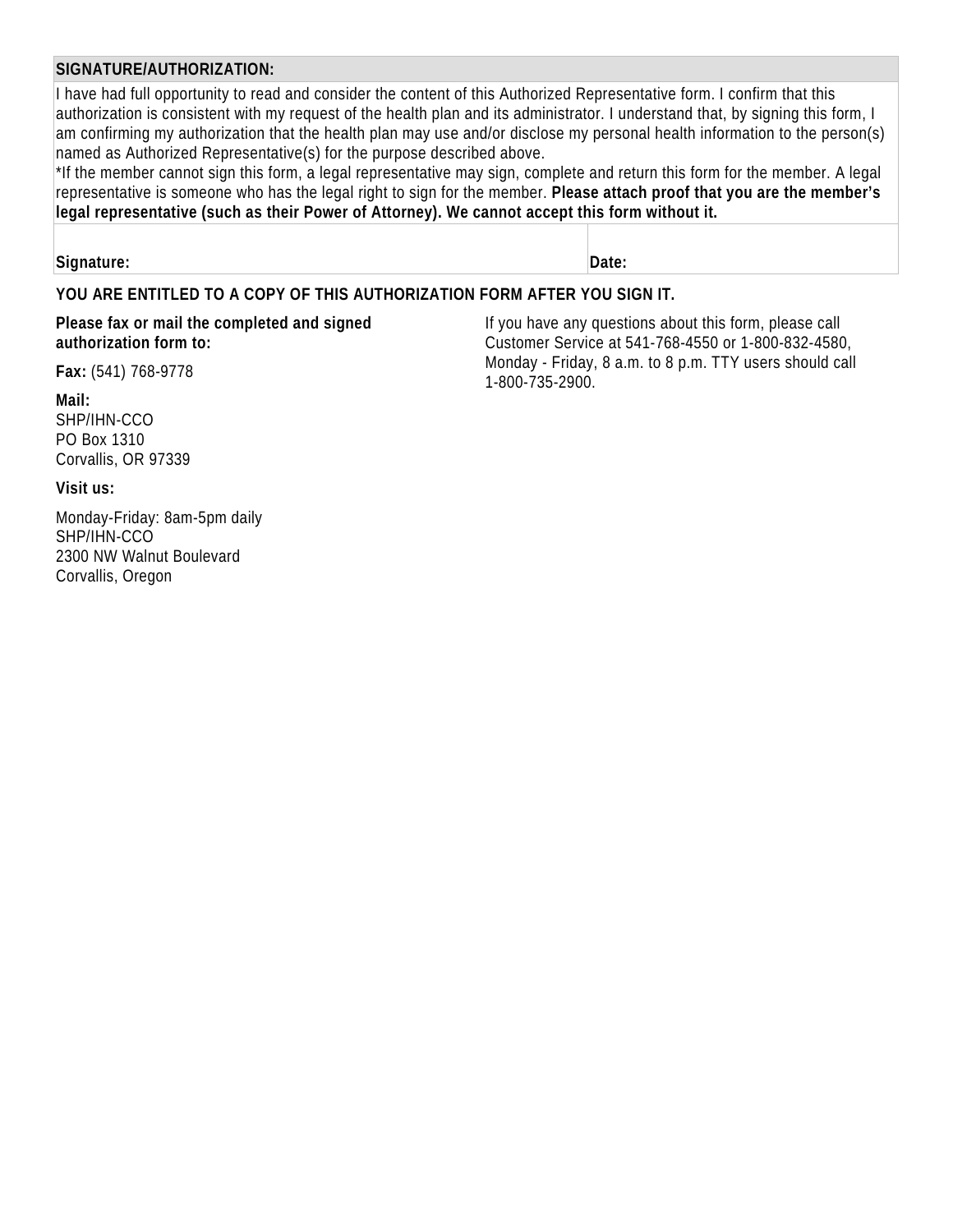## SIGNATURE/AUTHORIZATION:

I have had full opportunity to read and consider the content of this Authorized Representative form. I confirm that this authorization is consistent with my request of the health plan and its administrator. I understand that, by signing this form, I am confirming my authorization that the health plan may use and/or disclose my personal health information to the person(s) named as Authorized Representative(s) for the purpose described above.

*If the member cannot sign this form, a legal representative may sign, complete and return this form for the member. A legal representative is someone who has the legal right to sign for the member. **Please attach proof that you are the member's legal representative (such as their Power of Attorney). We cannot accept this form without it.**

| | |
|---|---|
| **Signature:** | **Date:** |

**YOU ARE ENTITLED TO A COPY OF THIS AUTHORIZATION FORM AFTER YOU SIGN IT.**

**Please fax or mail the completed and signed authorization form to:**

**Fax:** (541) 768-9778

**Mail:**
SHP/IHN-CCO
PO Box 1310
Corvallis, OR 97339

**Visit us:**

Monday-Friday: 8am-5pm daily
SHP/IHN-CCO
2300 NW Walnut Boulevard
Corvallis, Oregon

If you have any questions about this form, please call Customer Service at 541-768-4550 or 1-800-832-4580, Monday - Friday, 8 a.m. to 8 p.m. TTY users should call 1-800-735-2900.